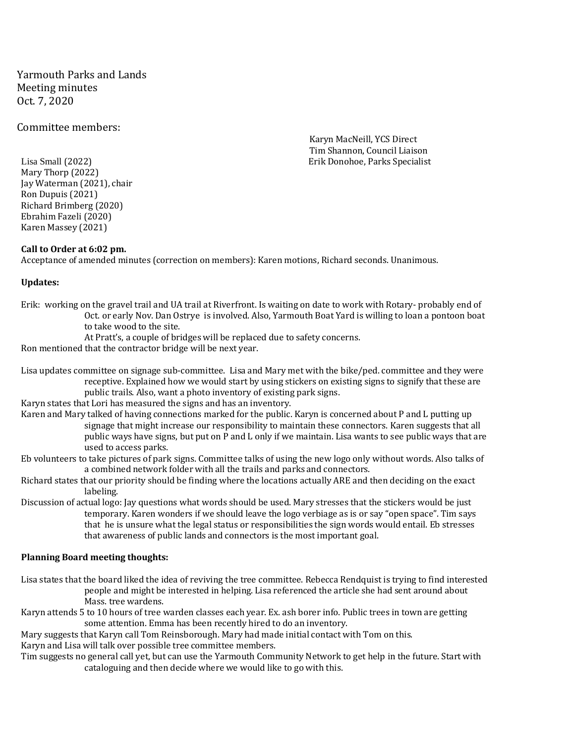Yarmouth Parks and Lands
Meeting minutes
Oct. 7, 2020

Committee members:

Lisa Small (2022)
Mary Thorp (2022)
Jay Waterman (2021), chair
Ron Dupuis (2021)
Richard Brimberg (2020)
Ebrahim Fazeli (2020)
Karen Massey (2021)

Karyn MacNeill, YCS Direct
Tim Shannon, Council Liaison
Erik Donohoe, Parks Specialist

**Call to Order at 6:02 pm.**
Acceptance of amended minutes (correction on members): Karen motions, Richard seconds. Unanimous.

**Updates:**

Erik: working on the gravel trail and UA trail at Riverfront. Is waiting on date to work with Rotary- probably end of Oct. or early Nov. Dan Ostrye is involved. Also, Yarmouth Boat Yard is willing to loan a pontoon boat to take wood to the site.
At Pratt's, a couple of bridges will be replaced due to safety concerns.
Ron mentioned that the contractor bridge will be next year.

Lisa updates committee on signage sub-committee. Lisa and Mary met with the bike/ped. committee and they were receptive. Explained how we would start by using stickers on existing signs to signify that these are public trails. Also, want a photo inventory of existing park signs.
Karyn states that Lori has measured the signs and has an inventory.
Karen and Mary talked of having connections marked for the public. Karyn is concerned about P and L putting up signage that might increase our responsibility to maintain these connectors. Karen suggests that all public ways have signs, but put on P and L only if we maintain. Lisa wants to see public ways that are used to access parks.
Eb volunteers to take pictures of park signs. Committee talks of using the new logo only without words. Also talks of a combined network folder with all the trails and parks and connectors.
Richard states that our priority should be finding where the locations actually ARE and then deciding on the exact labeling.
Discussion of actual logo: Jay questions what words should be used. Mary stresses that the stickers would be just temporary. Karen wonders if we should leave the logo verbiage as is or say "open space". Tim says that he is unsure what the legal status or responsibilities the sign words would entail. Eb stresses that awareness of public lands and connectors is the most important goal.

**Planning Board meeting thoughts:**

Lisa states that the board liked the idea of reviving the tree committee. Rebecca Rendquist is trying to find interested people and might be interested in helping. Lisa referenced the article she had sent around about Mass. tree wardens.
Karyn attends 5 to 10 hours of tree warden classes each year. Ex. ash borer info. Public trees in town are getting some attention. Emma has been recently hired to do an inventory.
Mary suggests that Karyn call Tom Reinsborough. Mary had made initial contact with Tom on this.
Karyn and Lisa will talk over possible tree committee members.
Tim suggests no general call yet, but can use the Yarmouth Community Network to get help in the future. Start with cataloguing and then decide where we would like to go with this.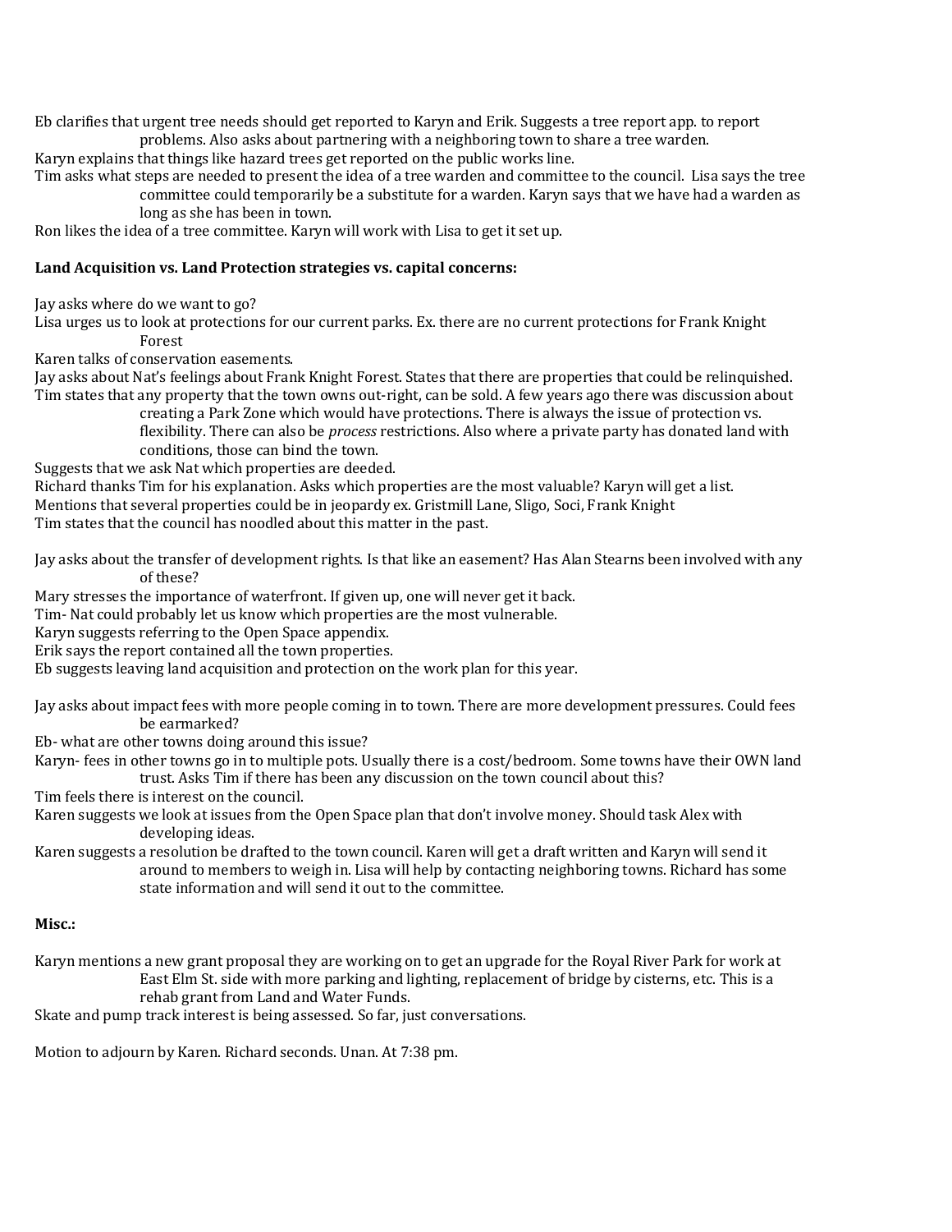Eb clarifies that urgent tree needs should get reported to Karyn and Erik. Suggests a tree report app. to report problems. Also asks about partnering with a neighboring town to share a tree warden.

Karyn explains that things like hazard trees get reported on the public works line.

Tim asks what steps are needed to present the idea of a tree warden and committee to the council. Lisa says the tree committee could temporarily be a substitute for a warden. Karyn says that we have had a warden as long as she has been in town.

Ron likes the idea of a tree committee. Karyn will work with Lisa to get it set up.

**Land Acquisition vs. Land Protection strategies vs. capital concerns:**

Jay asks where do we want to go?

Lisa urges us to look at protections for our current parks. Ex. there are no current protections for Frank Knight Forest

Karen talks of conservation easements.

Jay asks about Nat's feelings about Frank Knight Forest. States that there are properties that could be relinquished.

Tim states that any property that the town owns out-right, can be sold. A few years ago there was discussion about creating a Park Zone which would have protections. There is always the issue of protection vs. flexibility. There can also be *process* restrictions. Also where a private party has donated land with conditions, those can bind the town.

Suggests that we ask Nat which properties are deeded.

Richard thanks Tim for his explanation. Asks which properties are the most valuable? Karyn will get a list.

Mentions that several properties could be in jeopardy ex. Gristmill Lane, Sligo, Soci, Frank Knight

Tim states that the council has noodled about this matter in the past.

Jay asks about the transfer of development rights. Is that like an easement? Has Alan Stearns been involved with any of these?

Mary stresses the importance of waterfront. If given up, one will never get it back.

Tim- Nat could probably let us know which properties are the most vulnerable.

Karyn suggests referring to the Open Space appendix.

Erik says the report contained all the town properties.

Eb suggests leaving land acquisition and protection on the work plan for this year.

Jay asks about impact fees with more people coming in to town. There are more development pressures. Could fees be earmarked?

Eb- what are other towns doing around this issue?

Karyn- fees in other towns go in to multiple pots. Usually there is a cost/bedroom. Some towns have their OWN land trust. Asks Tim if there has been any discussion on the town council about this?

Tim feels there is interest on the council.

Karen suggests we look at issues from the Open Space plan that don't involve money. Should task Alex with developing ideas.

Karen suggests a resolution be drafted to the town council. Karen will get a draft written and Karyn will send it around to members to weigh in. Lisa will help by contacting neighboring towns. Richard has some state information and will send it out to the committee.

**Misc.:**

Karyn mentions a new grant proposal they are working on to get an upgrade for the Royal River Park for work at East Elm St. side with more parking and lighting, replacement of bridge by cisterns, etc. This is a rehab grant from Land and Water Funds.

Skate and pump track interest is being assessed. So far, just conversations.

Motion to adjourn by Karen. Richard seconds. Unan. At 7:38 pm.